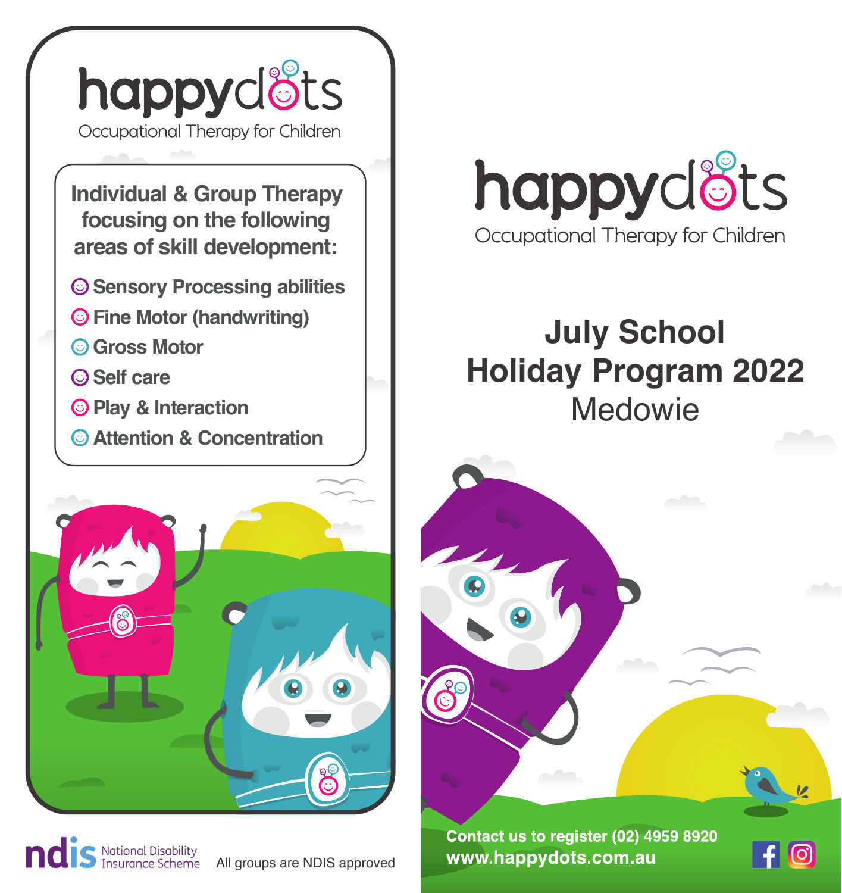# happydots

Occupational Therapy for Children

## Individual & Group Therapy focusing on the following areas of skill development:

- Sensory Processing abilities
- Fine Motor (handwriting)
- Gross Motor
- Self care
- Play & Interaction
- Attention & Concentration

ndis National Disability Insurance Scheme

All groups are NDIS approved

# happydots

Occupational Therapy for Children

## July School Holiday Program 2022

Medowie

**Contact us to register (02) 4959 8920**

**www.happydots.com.au**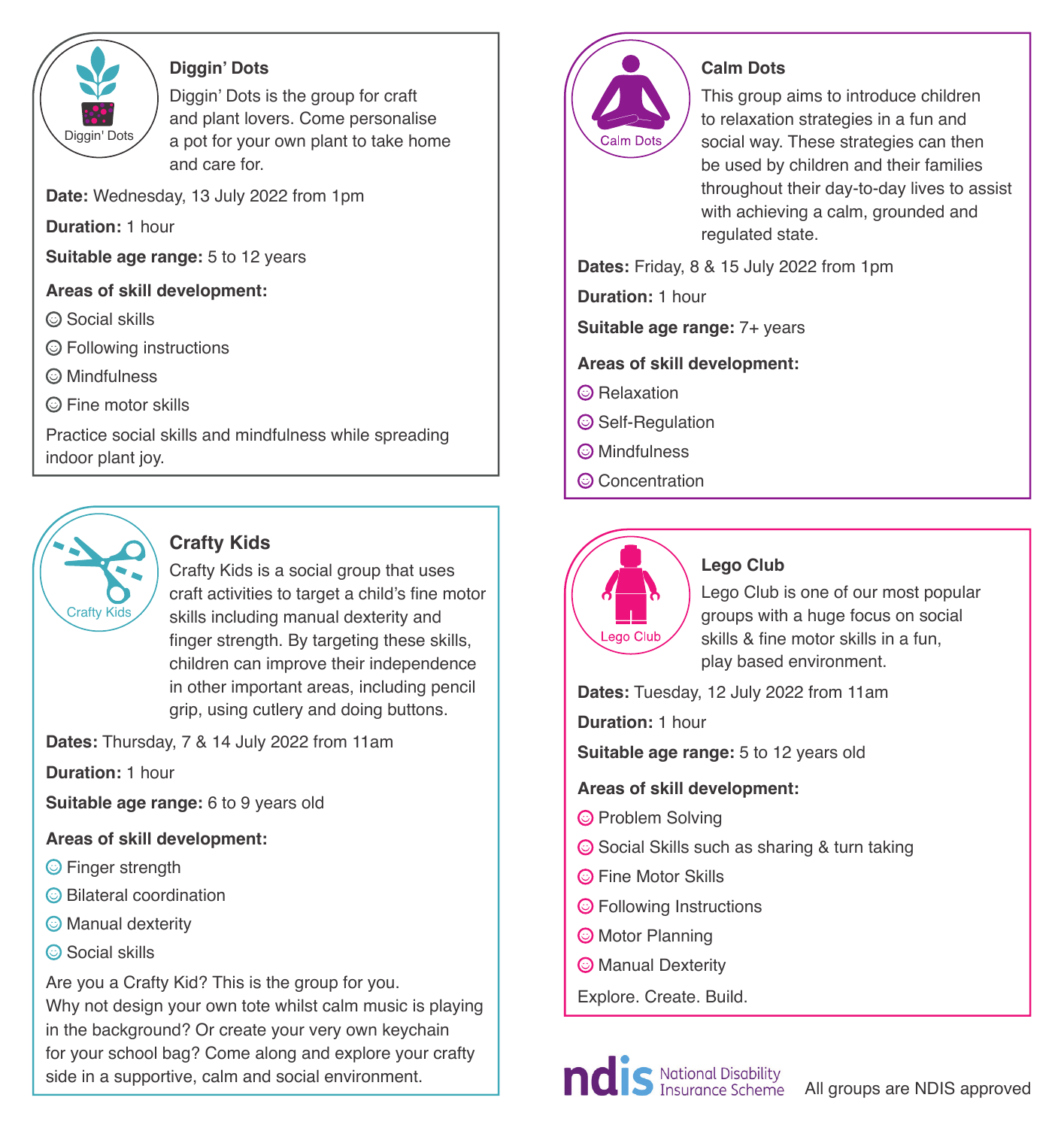## Diggin' Dots

Diggin' Dots is the group for craft and plant lovers. Come personalise a pot for your own plant to take home and care for.

**Date:** Wednesday, 13 July 2022 from 1pm

**Duration:** 1 hour

**Suitable age range:** 5 to 12 years

**Areas of skill development:**

- Social skills
- Following instructions
- Mindfulness
- Fine motor skills

Practice social skills and mindfulness while spreading indoor plant joy.

## Crafty Kids

Crafty Kids is a social group that uses craft activities to target a child's fine motor skills including manual dexterity and finger strength. By targeting these skills, children can improve their independence in other important areas, including pencil grip, using cutlery and doing buttons.

**Dates:** Thursday, 7 & 14 July 2022 from 11am

**Duration:** 1 hour

**Suitable age range:** 6 to 9 years old

**Areas of skill development:**

- Finger strength
- Bilateral coordination
- Manual dexterity
- Social skills

Are you a Crafty Kid? This is the group for you. Why not design your own tote whilst calm music is playing in the background? Or create your very own keychain for your school bag? Come along and explore your crafty side in a supportive, calm and social environment.

## Calm Dots

This group aims to introduce children to relaxation strategies in a fun and social way. These strategies can then be used by children and their families throughout their day-to-day lives to assist with achieving a calm, grounded and regulated state.

**Dates:** Friday, 8 & 15 July 2022 from 1pm

**Duration:** 1 hour

**Suitable age range:** 7+ years

**Areas of skill development:**

- Relaxation
- Self-Regulation
- Mindfulness
- Concentration

## Lego Club

Lego Club is one of our most popular groups with a huge focus on social skills & fine motor skills in a fun, play based environment.

**Dates:** Tuesday, 12 July 2022 from 11am

**Duration:** 1 hour

**Suitable age range:** 5 to 12 years old

**Areas of skill development:**

- Problem Solving
- Social Skills such as sharing & turn taking
- Fine Motor Skills
- Following Instructions
- Motor Planning
- Manual Dexterity

Explore. Create. Build.

ndis National Disability Insurance Scheme — All groups are NDIS approved